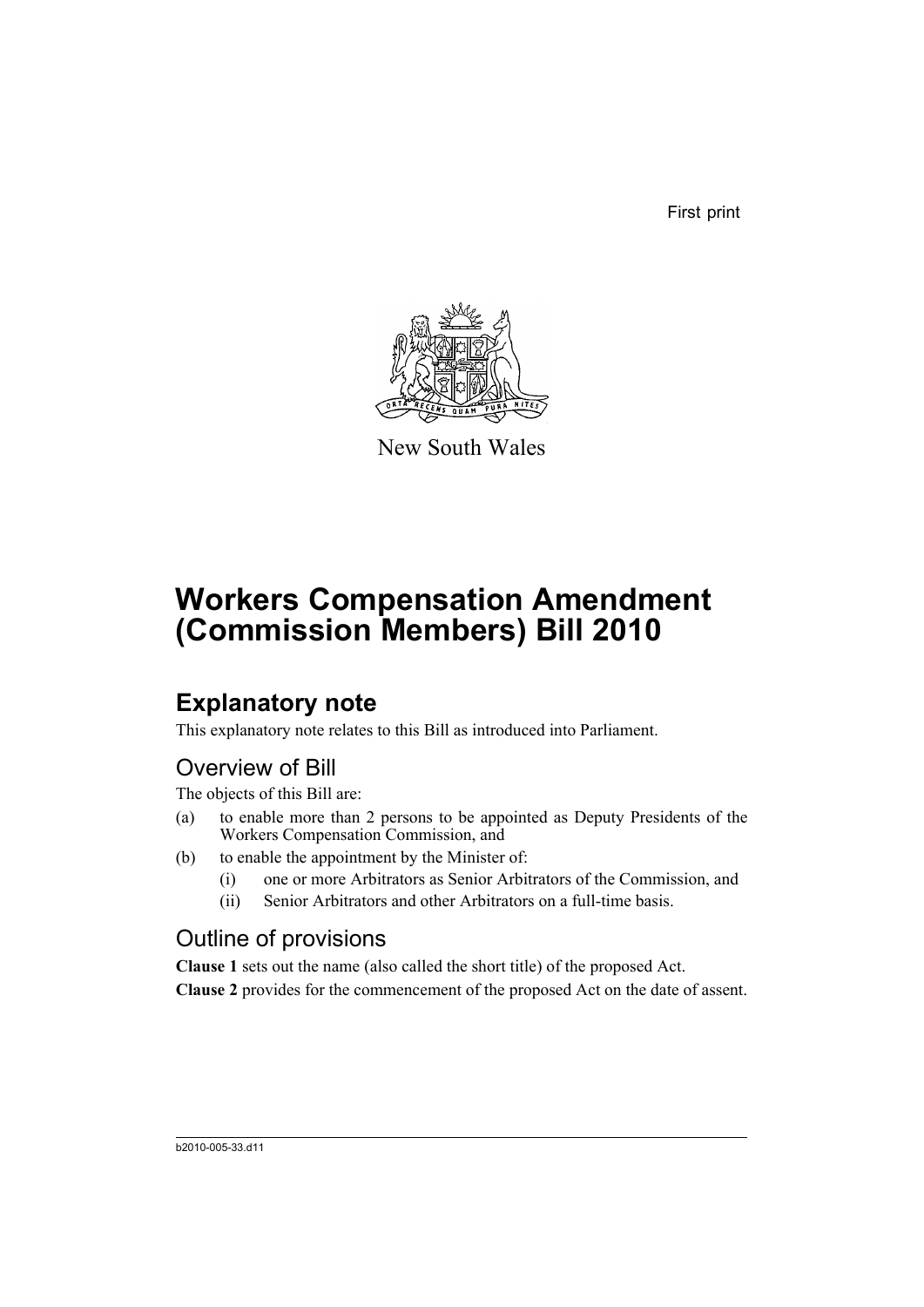First print

New South Wales

# Workers Compensation Amendment (Commission Members) Bill 2010

## Explanatory note

This explanatory note relates to this Bill as introduced into Parliament.

### Overview of Bill

The objects of this Bill are:

(a) to enable more than 2 persons to be appointed as Deputy Presidents of the Workers Compensation Commission, and

(b) to enable the appointment by the Minister of:

  (i) one or more Arbitrators as Senior Arbitrators of the Commission, and

  (ii) Senior Arbitrators and other Arbitrators on a full-time basis.

### Outline of provisions

**Clause 1** sets out the name (also called the short title) of the proposed Act.

**Clause 2** provides for the commencement of the proposed Act on the date of assent.

b2010-005-33.d11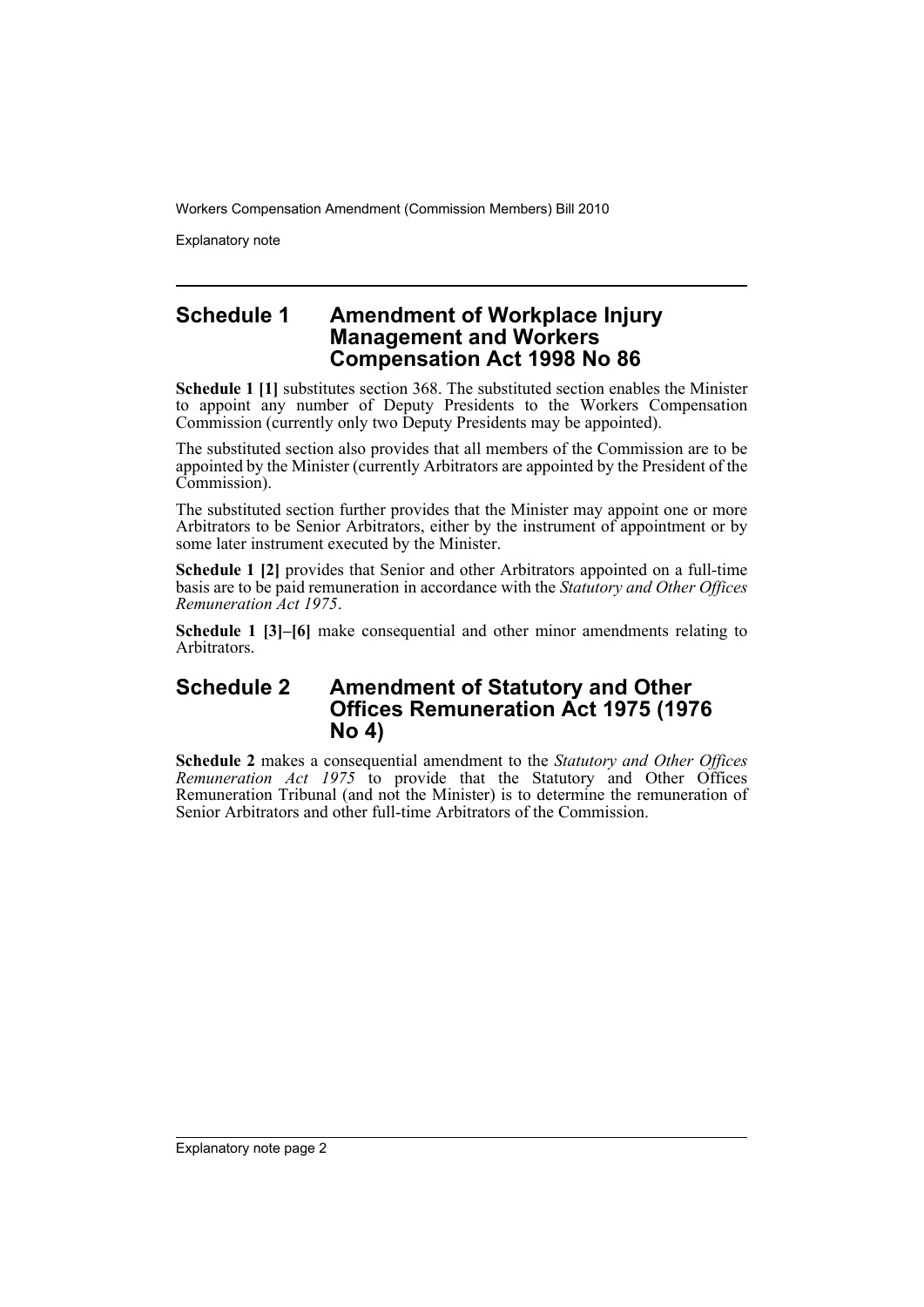## Schedule 1 Amendment of Workplace Injury Management and Workers Compensation Act 1998 No 86

**Schedule 1 [1]** substitutes section 368. The substituted section enables the Minister to appoint any number of Deputy Presidents to the Workers Compensation Commission (currently only two Deputy Presidents may be appointed).

The substituted section also provides that all members of the Commission are to be appointed by the Minister (currently Arbitrators are appointed by the President of the Commission).

The substituted section further provides that the Minister may appoint one or more Arbitrators to be Senior Arbitrators, either by the instrument of appointment or by some later instrument executed by the Minister.

**Schedule 1 [2]** provides that Senior and other Arbitrators appointed on a full-time basis are to be paid remuneration in accordance with the *Statutory and Other Offices Remuneration Act 1975*.

**Schedule 1 [3]–[6]** make consequential and other minor amendments relating to Arbitrators.

## Schedule 2 Amendment of Statutory and Other Offices Remuneration Act 1975 (1976 No 4)

**Schedule 2** makes a consequential amendment to the *Statutory and Other Offices Remuneration Act 1975* to provide that the Statutory and Other Offices Remuneration Tribunal (and not the Minister) is to determine the remuneration of Senior Arbitrators and other full-time Arbitrators of the Commission.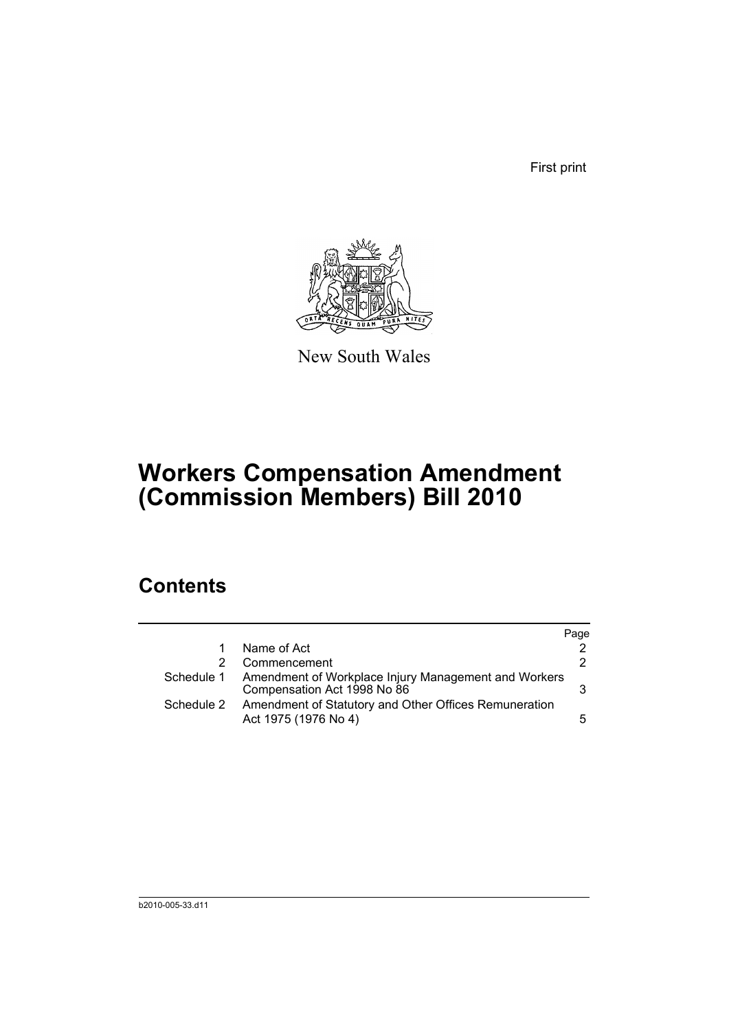First print

New South Wales

# Workers Compensation Amendment (Commission Members) Bill 2010

## Contents

| | | Page |
|---|---|---|
| 1 | Name of Act | 2 |
| 2 | Commencement | 2 |
| Schedule 1 | Amendment of Workplace Injury Management and Workers Compensation Act 1998 No 86 | 3 |
| Schedule 2 | Amendment of Statutory and Other Offices Remuneration Act 1975 (1976 No 4) | 5 |

b2010-005-33.d11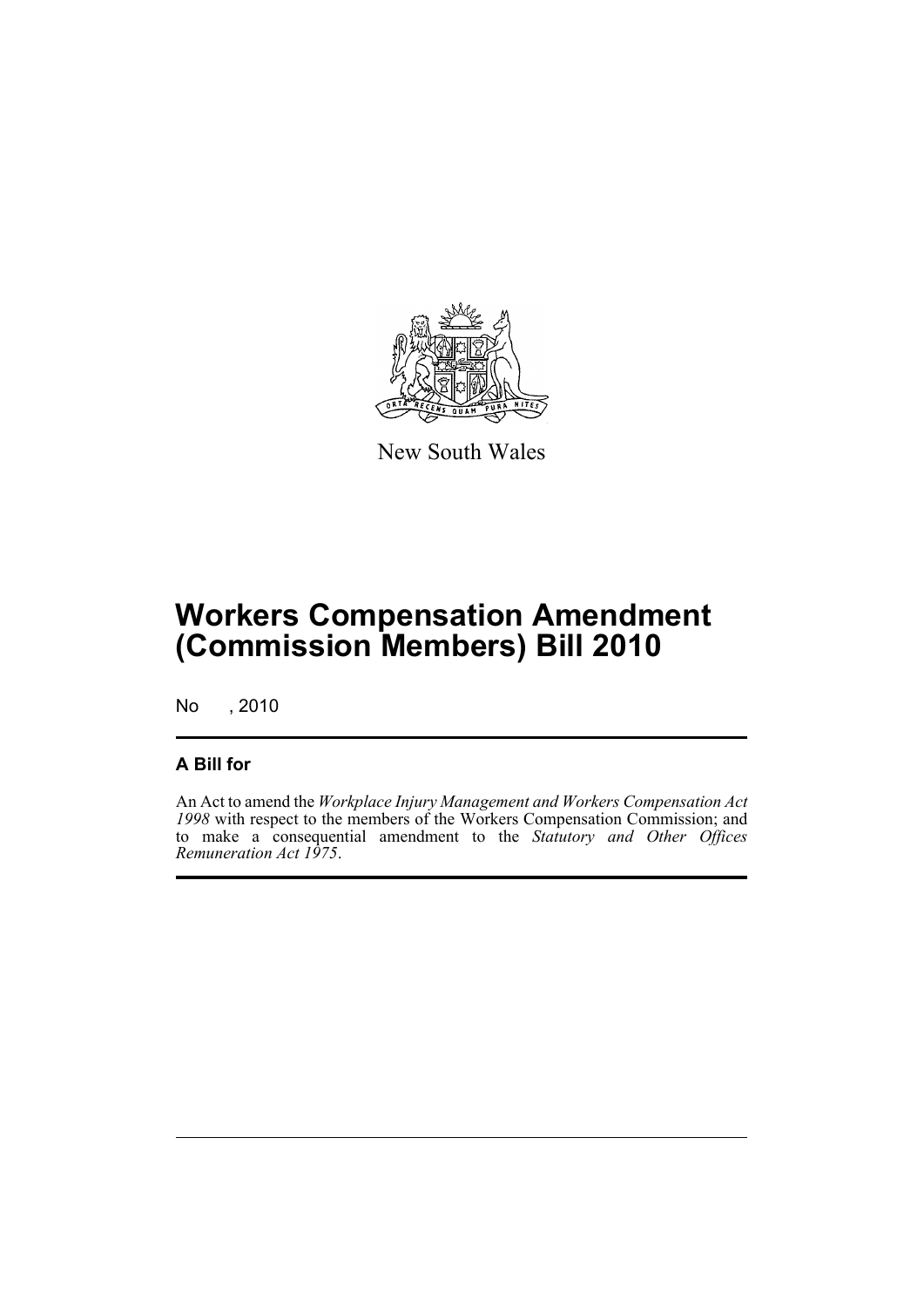New South Wales

# Workers Compensation Amendment (Commission Members) Bill 2010

No , 2010

## A Bill for

An Act to amend the *Workplace Injury Management and Workers Compensation Act 1998* with respect to the members of the Workers Compensation Commission; and to make a consequential amendment to the *Statutory and Other Offices Remuneration Act 1975*.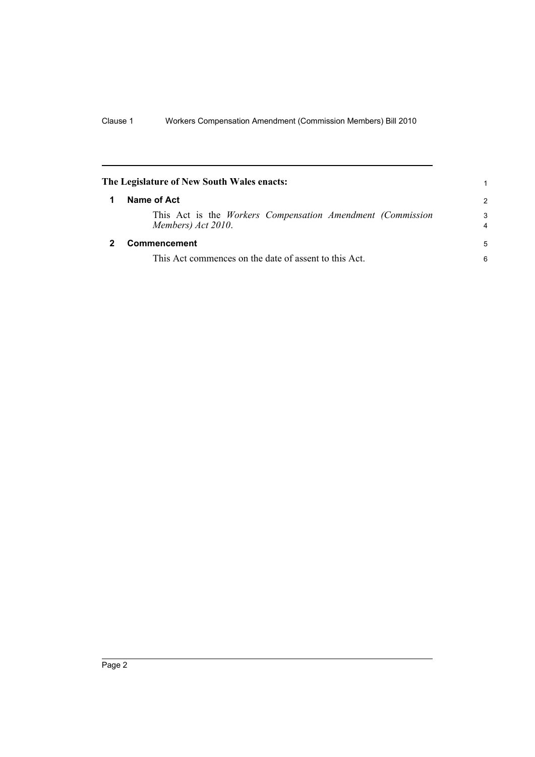**The Legislature of New South Wales enacts:**

## 1 Name of Act

This Act is the *Workers Compensation Amendment (Commission Members) Act 2010*.

## 2 Commencement

This Act commences on the date of assent to this Act.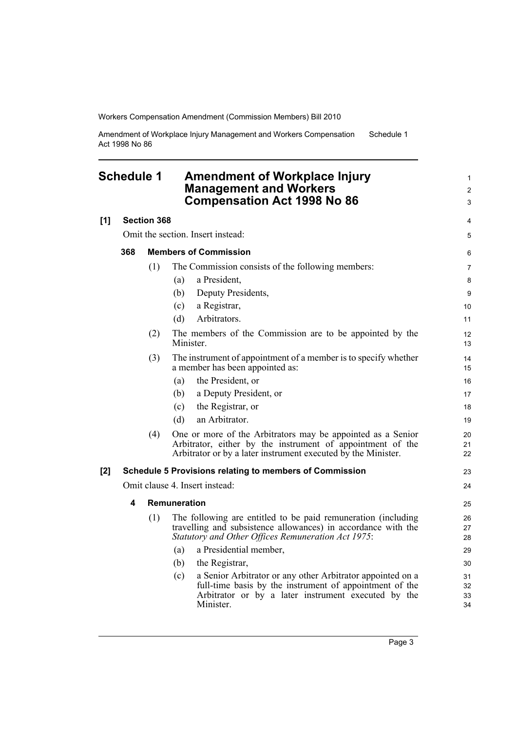# Schedule 1 Amendment of Workplace Injury Management and Workers Compensation Act 1998 No 86

**[1] Section 368**

Omit the section. Insert instead:

**368 Members of Commission**

(1) The Commission consists of the following members:

(a) a President,

(b) Deputy Presidents,

(c) a Registrar,

(d) Arbitrators.

(2) The members of the Commission are to be appointed by the Minister.

(3) The instrument of appointment of a member is to specify whether a member has been appointed as:

(a) the President, or

(b) a Deputy President, or

(c) the Registrar, or

(d) an Arbitrator.

(4) One or more of the Arbitrators may be appointed as a Senior Arbitrator, either by the instrument of appointment of the Arbitrator or by a later instrument executed by the Minister.

**[2] Schedule 5 Provisions relating to members of Commission**

Omit clause 4. Insert instead:

**4 Remuneration**

(1) The following are entitled to be paid remuneration (including travelling and subsistence allowances) in accordance with the *Statutory and Other Offices Remuneration Act 1975*:

(a) a Presidential member,

(b) the Registrar,

(c) a Senior Arbitrator or any other Arbitrator appointed on a full-time basis by the instrument of appointment of the Arbitrator or by a later instrument executed by the Minister.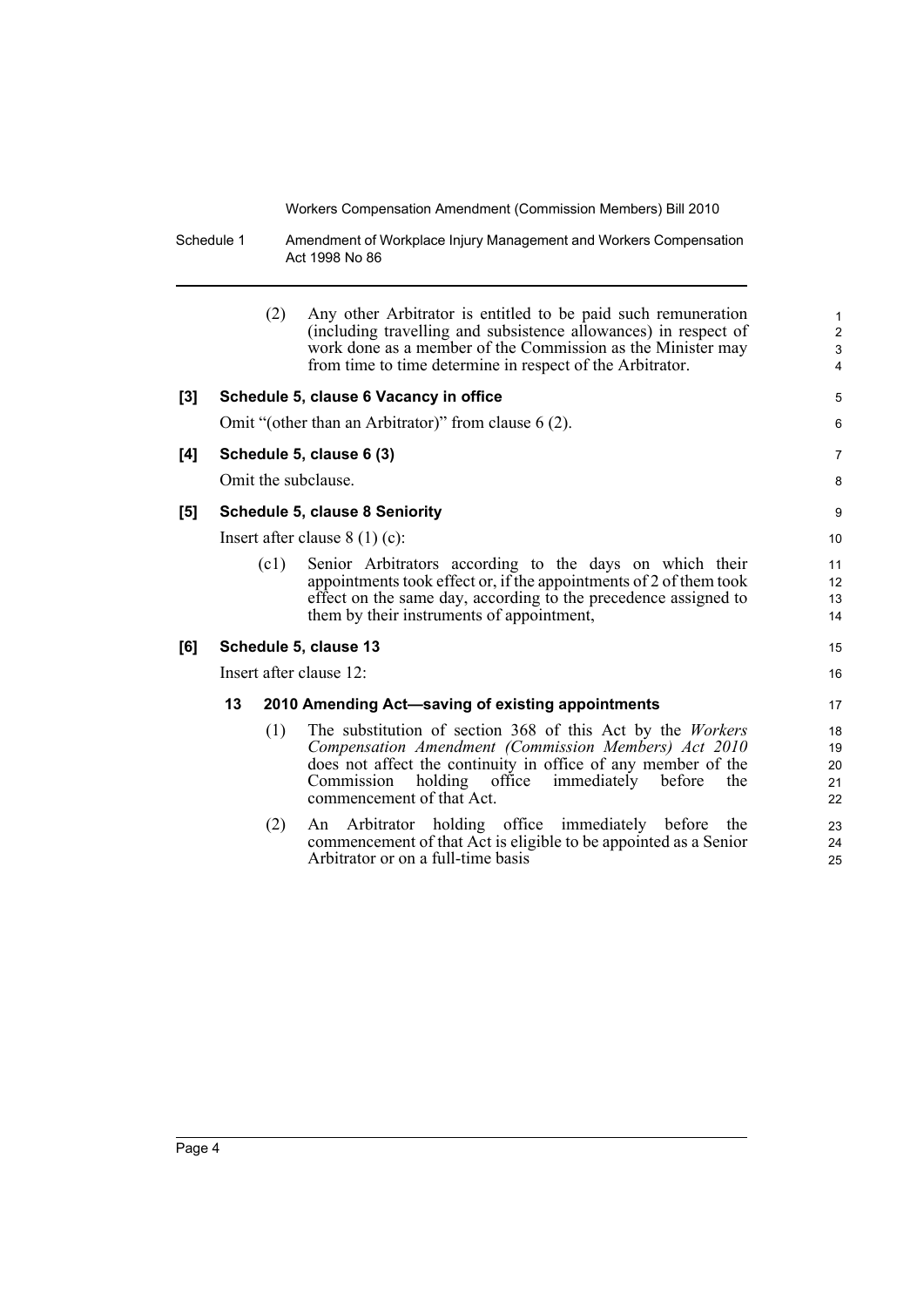(2) Any other Arbitrator is entitled to be paid such remuneration (including travelling and subsistence allowances) in respect of work done as a member of the Commission as the Minister may from time to time determine in respect of the Arbitrator.

**[3] Schedule 5, clause 6 Vacancy in office**

Omit "(other than an Arbitrator)" from clause 6 (2).

**[4] Schedule 5, clause 6 (3)**

Omit the subclause.

**[5] Schedule 5, clause 8 Seniority**

Insert after clause 8 (1) (c):

(c1) Senior Arbitrators according to the days on which their appointments took effect or, if the appointments of 2 of them took effect on the same day, according to the precedence assigned to them by their instruments of appointment,

**[6] Schedule 5, clause 13**

Insert after clause 12:

**13 2010 Amending Act—saving of existing appointments**

(1) The substitution of section 368 of this Act by the *Workers Compensation Amendment (Commission Members) Act 2010* does not affect the continuity in office of any member of the Commission holding office immediately before the commencement of that Act.

(2) An Arbitrator holding office immediately before the commencement of that Act is eligible to be appointed as a Senior Arbitrator or on a full-time basis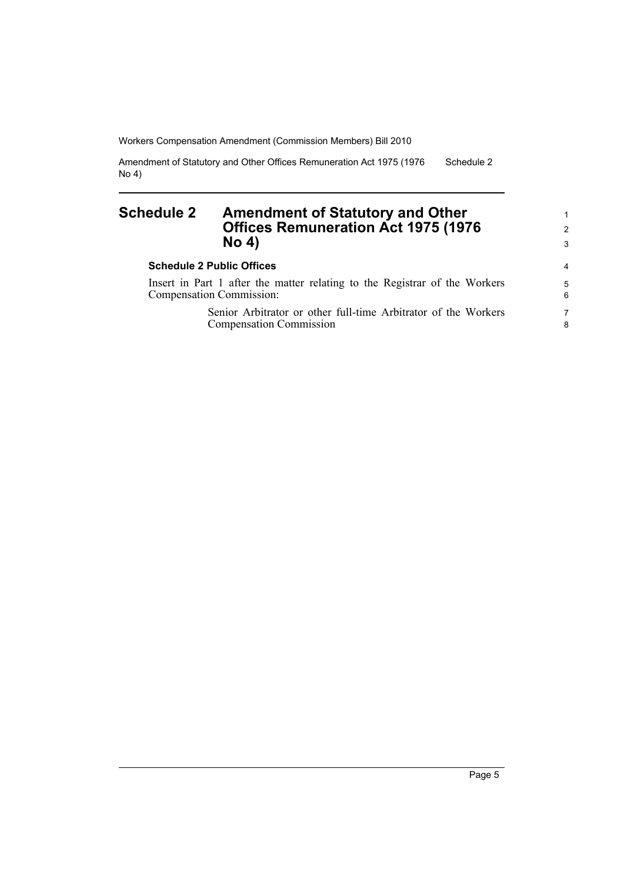# Schedule 2 Amendment of Statutory and Other Offices Remuneration Act 1975 (1976 No 4)

**Schedule 2 Public Offices**

Insert in Part 1 after the matter relating to the Registrar of the Workers Compensation Commission:

> Senior Arbitrator or other full-time Arbitrator of the Workers Compensation Commission